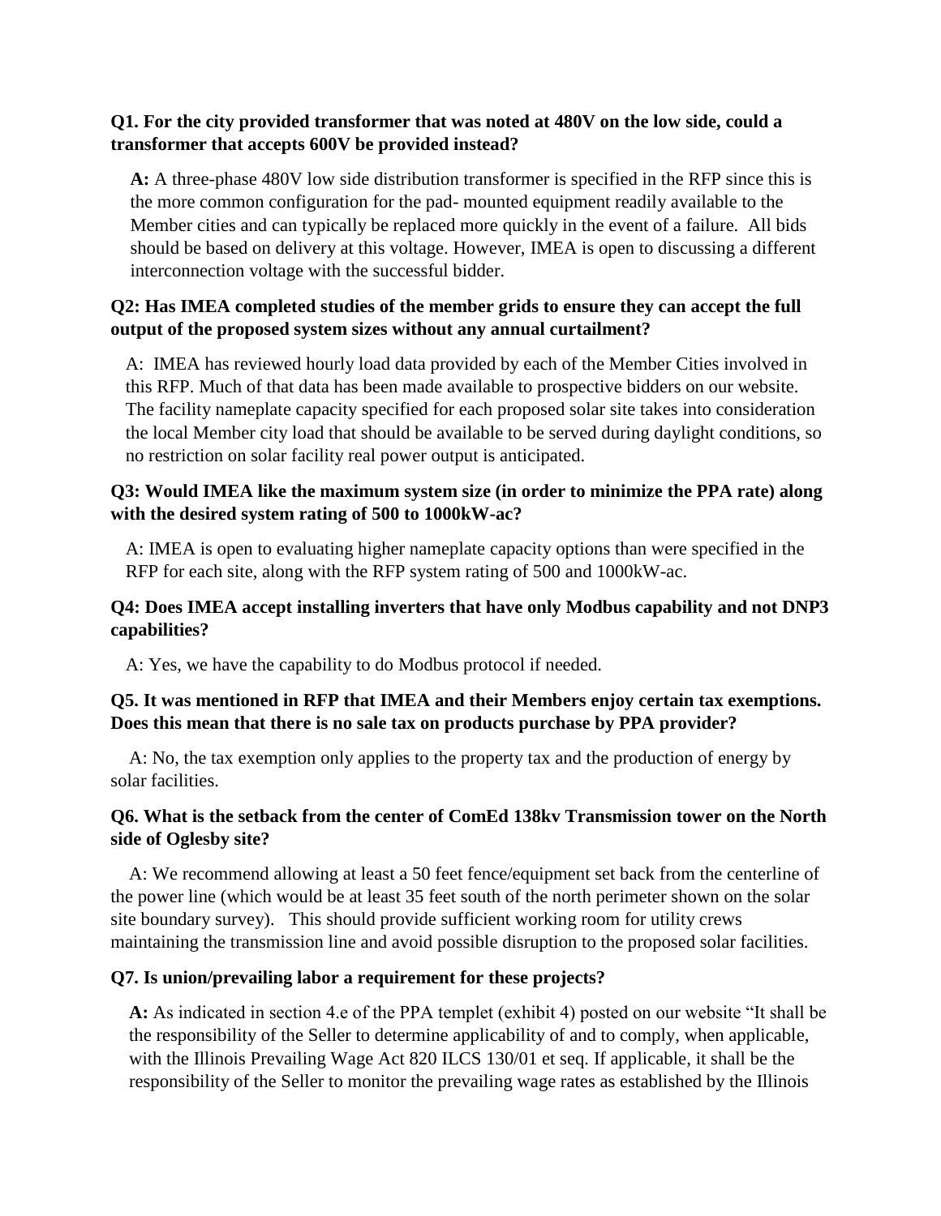**Q1. For the city provided transformer that was noted at 480V on the low side, could a transformer that accepts 600V be provided instead?**

**A:** A three-phase 480V low side distribution transformer is specified in the RFP since this is the more common configuration for the pad- mounted equipment readily available to the Member cities and can typically be replaced more quickly in the event of a failure. All bids should be based on delivery at this voltage. However, IMEA is open to discussing a different interconnection voltage with the successful bidder.

**Q2: Has IMEA completed studies of the member grids to ensure they can accept the full output of the proposed system sizes without any annual curtailment?**

A: IMEA has reviewed hourly load data provided by each of the Member Cities involved in this RFP. Much of that data has been made available to prospective bidders on our website. The facility nameplate capacity specified for each proposed solar site takes into consideration the local Member city load that should be available to be served during daylight conditions, so no restriction on solar facility real power output is anticipated.

**Q3: Would IMEA like the maximum system size (in order to minimize the PPA rate) along with the desired system rating of 500 to 1000kW-ac?**

A: IMEA is open to evaluating higher nameplate capacity options than were specified in the RFP for each site, along with the RFP system rating of 500 and 1000kW-ac.

**Q4: Does IMEA accept installing inverters that have only Modbus capability and not DNP3 capabilities?**

A: Yes, we have the capability to do Modbus protocol if needed.

**Q5. It was mentioned in RFP that IMEA and their Members enjoy certain tax exemptions. Does this mean that there is no sale tax on products purchase by PPA provider?**

A: No, the tax exemption only applies to the property tax and the production of energy by solar facilities.

**Q6. What is the setback from the center of ComEd 138kv Transmission tower on the North side of Oglesby site?**

A: We recommend allowing at least a 50 feet fence/equipment set back from the centerline of the power line (which would be at least 35 feet south of the north perimeter shown on the solar site boundary survey). This should provide sufficient working room for utility crews maintaining the transmission line and avoid possible disruption to the proposed solar facilities.

**Q7. Is union/prevailing labor a requirement for these projects?**

**A:** As indicated in section 4.e of the PPA templet (exhibit 4) posted on our website "It shall be the responsibility of the Seller to determine applicability of and to comply, when applicable, with the Illinois Prevailing Wage Act 820 ILCS 130/01 et seq. If applicable, it shall be the responsibility of the Seller to monitor the prevailing wage rates as established by the Illinois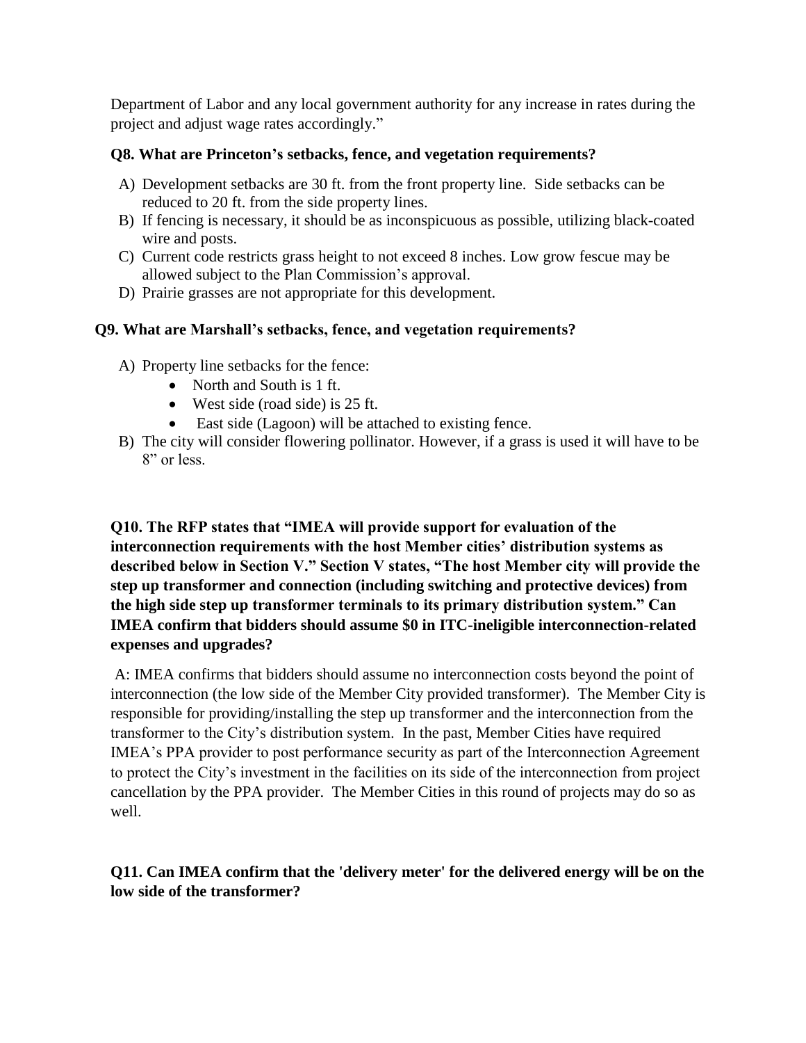Department of Labor and any local government authority for any increase in rates during the project and adjust wage rates accordingly."

**Q8. What are Princeton's setbacks, fence, and vegetation requirements?**

A) Development setbacks are 30 ft. from the front property line. Side setbacks can be reduced to 20 ft. from the side property lines.
B) If fencing is necessary, it should be as inconspicuous as possible, utilizing black-coated wire and posts.
C) Current code restricts grass height to not exceed 8 inches. Low grow fescue may be allowed subject to the Plan Commission's approval.
D) Prairie grasses are not appropriate for this development.

**Q9. What are Marshall's setbacks, fence, and vegetation requirements?**

A) Property line setbacks for the fence:
    - North and South is 1 ft.
    - West side (road side) is 25 ft.
    - East side (Lagoon) will be attached to existing fence.
B) The city will consider flowering pollinator. However, if a grass is used it will have to be 8" or less.

**Q10. The RFP states that "IMEA will provide support for evaluation of the interconnection requirements with the host Member cities' distribution systems as described below in Section V." Section V states, "The host Member city will provide the step up transformer and connection (including switching and protective devices) from the high side step up transformer terminals to its primary distribution system." Can IMEA confirm that bidders should assume $0 in ITC-ineligible interconnection-related expenses and upgrades?**

A: IMEA confirms that bidders should assume no interconnection costs beyond the point of interconnection (the low side of the Member City provided transformer). The Member City is responsible for providing/installing the step up transformer and the interconnection from the transformer to the City's distribution system. In the past, Member Cities have required IMEA's PPA provider to post performance security as part of the Interconnection Agreement to protect the City's investment in the facilities on its side of the interconnection from project cancellation by the PPA provider. The Member Cities in this round of projects may do so as well.

**Q11. Can IMEA confirm that the 'delivery meter' for the delivered energy will be on the low side of the transformer?**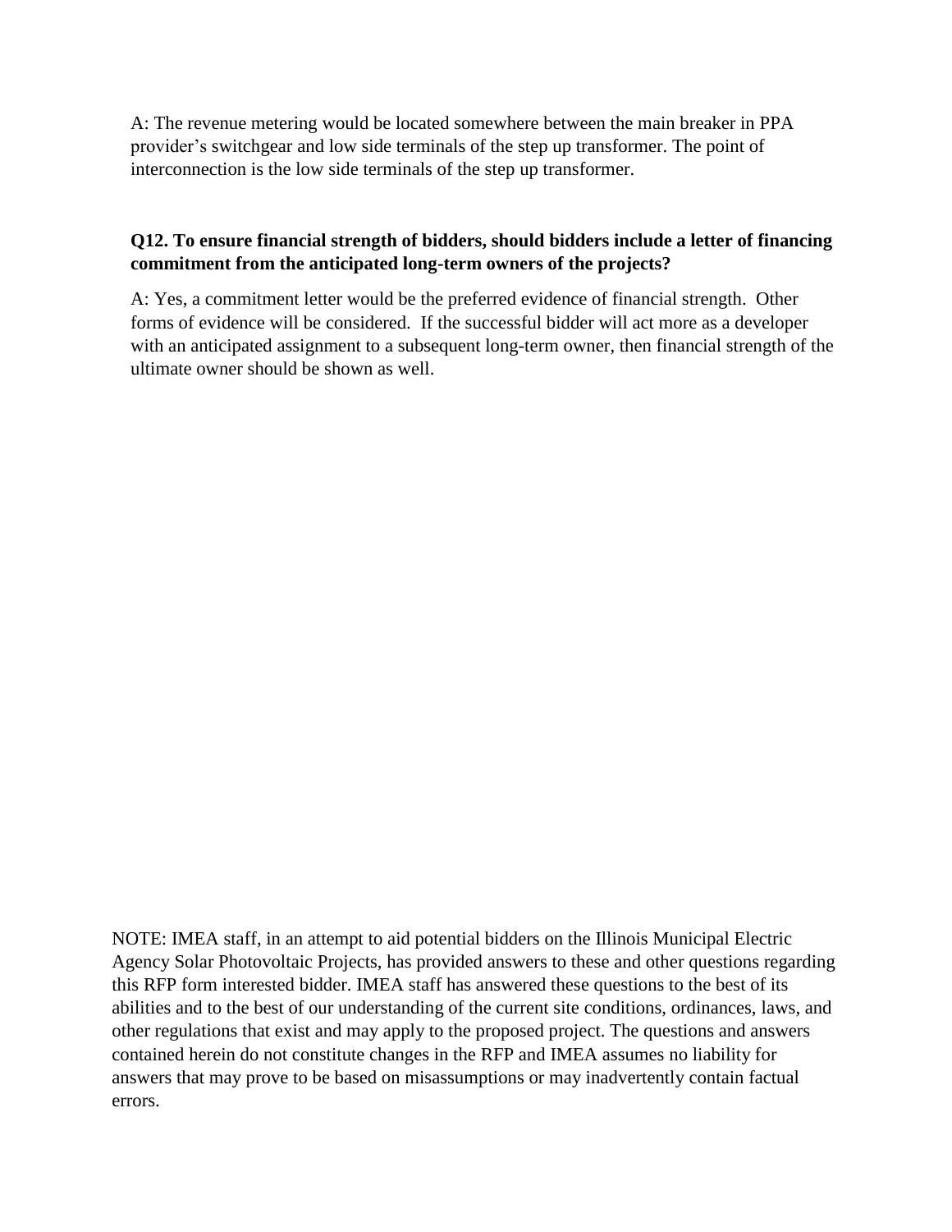A: The revenue metering would be located somewhere between the main breaker in PPA provider's switchgear and low side terminals of the step up transformer. The point of interconnection is the low side terminals of the step up transformer.

**Q12. To ensure financial strength of bidders, should bidders include a letter of financing commitment from the anticipated long-term owners of the projects?**

A: Yes, a commitment letter would be the preferred evidence of financial strength. Other forms of evidence will be considered. If the successful bidder will act more as a developer with an anticipated assignment to a subsequent long-term owner, then financial strength of the ultimate owner should be shown as well.

NOTE: IMEA staff, in an attempt to aid potential bidders on the Illinois Municipal Electric Agency Solar Photovoltaic Projects, has provided answers to these and other questions regarding this RFP form interested bidder. IMEA staff has answered these questions to the best of its abilities and to the best of our understanding of the current site conditions, ordinances, laws, and other regulations that exist and may apply to the proposed project. The questions and answers contained herein do not constitute changes in the RFP and IMEA assumes no liability for answers that may prove to be based on misassumptions or may inadvertently contain factual errors.